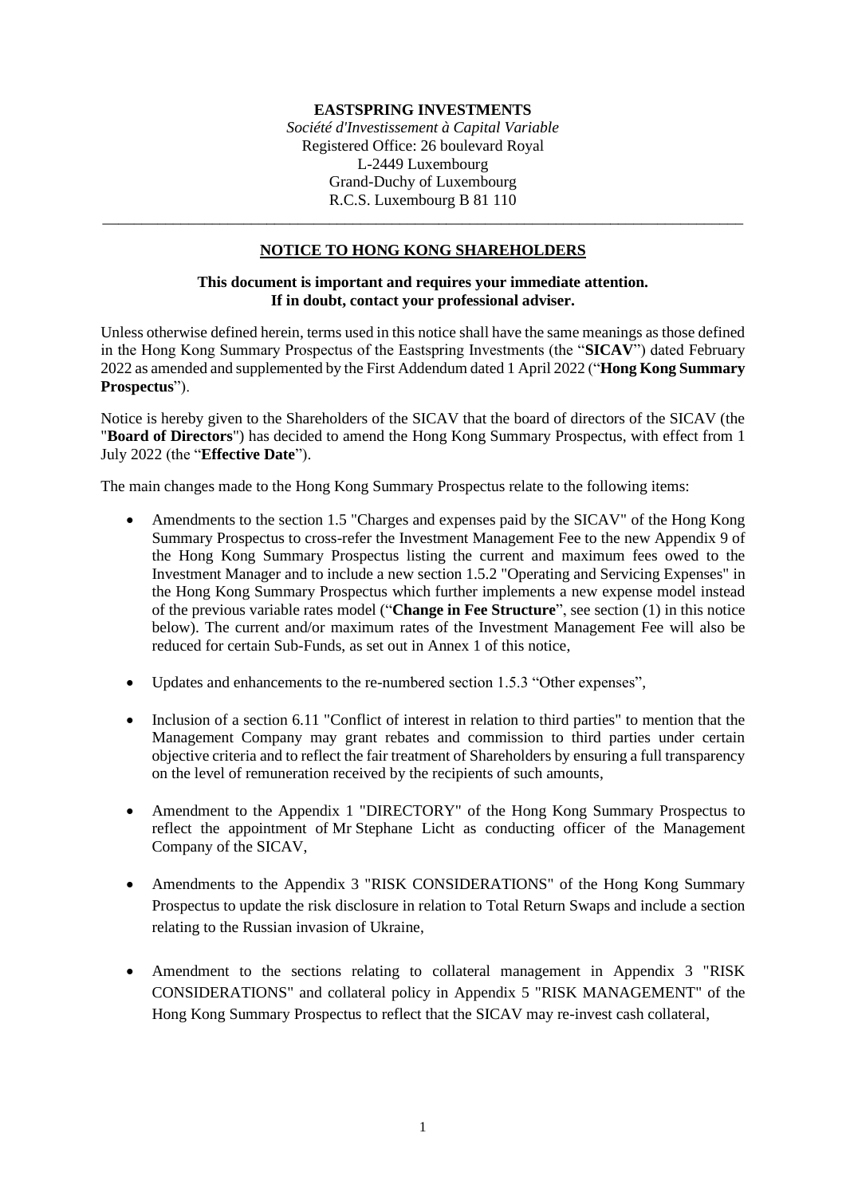**EASTSPRING INVESTMENTS**

*Société d'Investissement à Capital Variable*

Registered Office: 26 boulevard Royal

L-2449 Luxembourg

Grand-Duchy of Luxembourg

R.C.S. Luxembourg B 81 110

---

## NOTICE TO HONG KONG SHAREHOLDERS

**This document is important and requires your immediate attention. If in doubt, contact your professional adviser.**

Unless otherwise defined herein, terms used in this notice shall have the same meanings as those defined in the Hong Kong Summary Prospectus of the Eastspring Investments (the "**SICAV**") dated February 2022 as amended and supplemented by the First Addendum dated 1 April 2022 ("**Hong Kong Summary Prospectus**").

Notice is hereby given to the Shareholders of the SICAV that the board of directors of the SICAV (the "**Board of Directors**") has decided to amend the Hong Kong Summary Prospectus, with effect from 1 July 2022 (the "**Effective Date**").

The main changes made to the Hong Kong Summary Prospectus relate to the following items:

- Amendments to the section 1.5 "Charges and expenses paid by the SICAV" of the Hong Kong Summary Prospectus to cross-refer the Investment Management Fee to the new Appendix 9 of the Hong Kong Summary Prospectus listing the current and maximum fees owed to the Investment Manager and to include a new section 1.5.2 "Operating and Servicing Expenses" in the Hong Kong Summary Prospectus which further implements a new expense model instead of the previous variable rates model ("**Change in Fee Structure**", see section (1) in this notice below). The current and/or maximum rates of the Investment Management Fee will also be reduced for certain Sub-Funds, as set out in Annex 1 of this notice,
- Updates and enhancements to the re-numbered section 1.5.3 "Other expenses",
- Inclusion of a section 6.11 "Conflict of interest in relation to third parties" to mention that the Management Company may grant rebates and commission to third parties under certain objective criteria and to reflect the fair treatment of Shareholders by ensuring a full transparency on the level of remuneration received by the recipients of such amounts,
- Amendment to the Appendix 1 "DIRECTORY" of the Hong Kong Summary Prospectus to reflect the appointment of Mr Stephane Licht as conducting officer of the Management Company of the SICAV,
- Amendments to the Appendix 3 "RISK CONSIDERATIONS" of the Hong Kong Summary Prospectus to update the risk disclosure in relation to Total Return Swaps and include a section relating to the Russian invasion of Ukraine,
- Amendment to the sections relating to collateral management in Appendix 3 "RISK CONSIDERATIONS" and collateral policy in Appendix 5 "RISK MANAGEMENT" of the Hong Kong Summary Prospectus to reflect that the SICAV may re-invest cash collateral,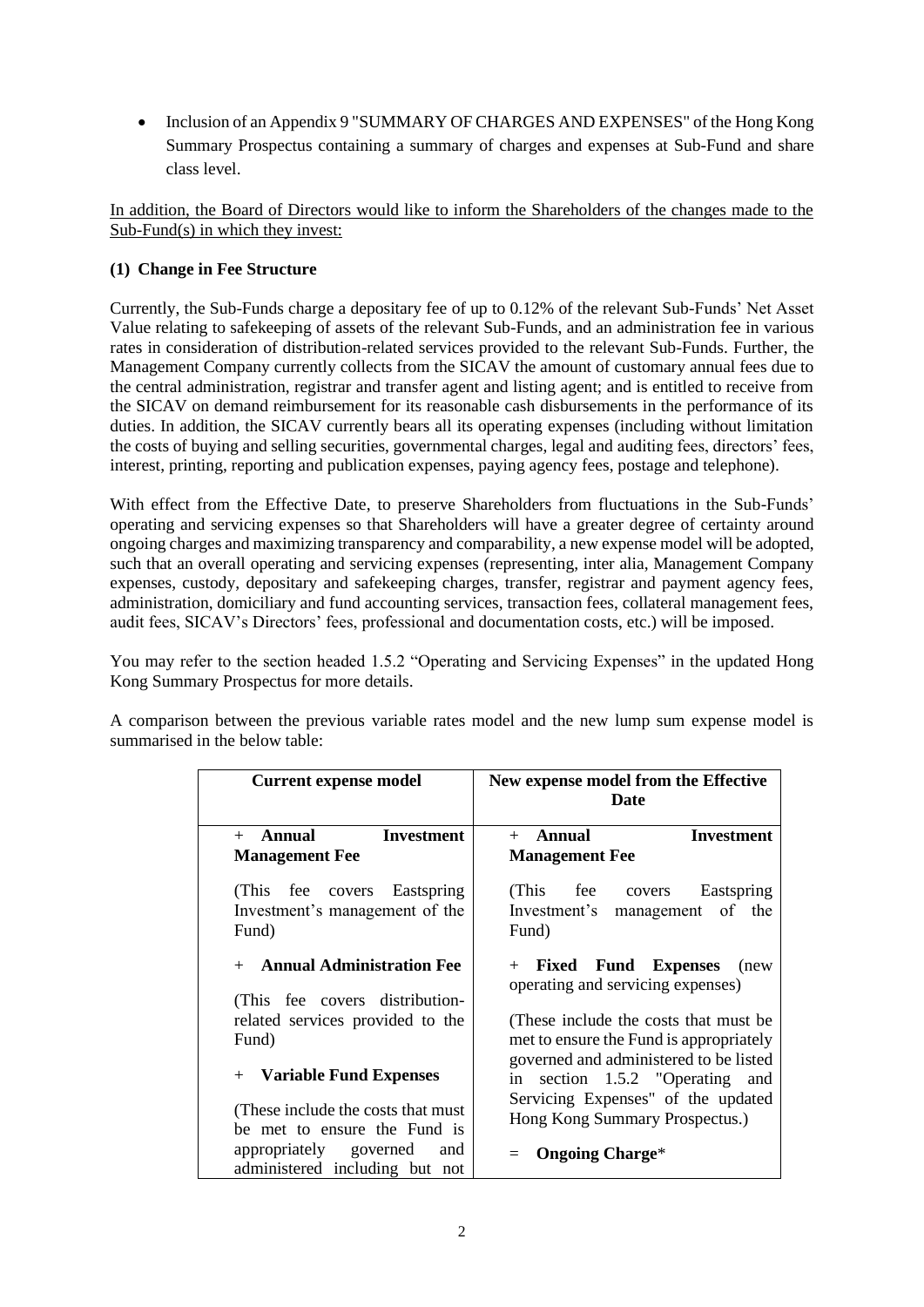- Inclusion of an Appendix 9 "SUMMARY OF CHARGES AND EXPENSES" of the Hong Kong Summary Prospectus containing a summary of charges and expenses at Sub-Fund and share class level.

In addition, the Board of Directors would like to inform the Shareholders of the changes made to the Sub-Fund(s) in which they invest:

**(1) Change in Fee Structure**

Currently, the Sub-Funds charge a depositary fee of up to 0.12% of the relevant Sub-Funds' Net Asset Value relating to safekeeping of assets of the relevant Sub-Funds, and an administration fee in various rates in consideration of distribution-related services provided to the relevant Sub-Funds. Further, the Management Company currently collects from the SICAV the amount of customary annual fees due to the central administration, registrar and transfer agent and listing agent; and is entitled to receive from the SICAV on demand reimbursement for its reasonable cash disbursements in the performance of its duties. In addition, the SICAV currently bears all its operating expenses (including without limitation the costs of buying and selling securities, governmental charges, legal and auditing fees, directors' fees, interest, printing, reporting and publication expenses, paying agency fees, postage and telephone).

With effect from the Effective Date, to preserve Shareholders from fluctuations in the Sub-Funds' operating and servicing expenses so that Shareholders will have a greater degree of certainty around ongoing charges and maximizing transparency and comparability, a new expense model will be adopted, such that an overall operating and servicing expenses (representing, inter alia, Management Company expenses, custody, depositary and safekeeping charges, transfer, registrar and payment agency fees, administration, domiciliary and fund accounting services, transaction fees, collateral management fees, audit fees, SICAV's Directors' fees, professional and documentation costs, etc.) will be imposed.

You may refer to the section headed 1.5.2 "Operating and Servicing Expenses" in the updated Hong Kong Summary Prospectus for more details.

A comparison between the previous variable rates model and the new lump sum expense model is summarised in the below table:

| Current expense model | New expense model from the Effective Date |
|---|---|
| + **Annual Investment Management Fee**<br><br>(This fee covers Eastspring Investment's management of the Fund)<br><br>+ **Annual Administration Fee**<br><br>(This fee covers distribution-related services provided to the Fund)<br><br>+ **Variable Fund Expenses**<br><br>(These include the costs that must be met to ensure the Fund is appropriately governed and administered including but not | + **Annual Investment Management Fee**<br><br>(This fee covers Eastspring Investment's management of the Fund)<br><br>+ **Fixed Fund Expenses** (new operating and servicing expenses)<br><br>(These include the costs that must be met to ensure the Fund is appropriately governed and administered to be listed in section 1.5.2 "Operating and Servicing Expenses" of the updated Hong Kong Summary Prospectus.)<br><br>= **Ongoing Charge*** |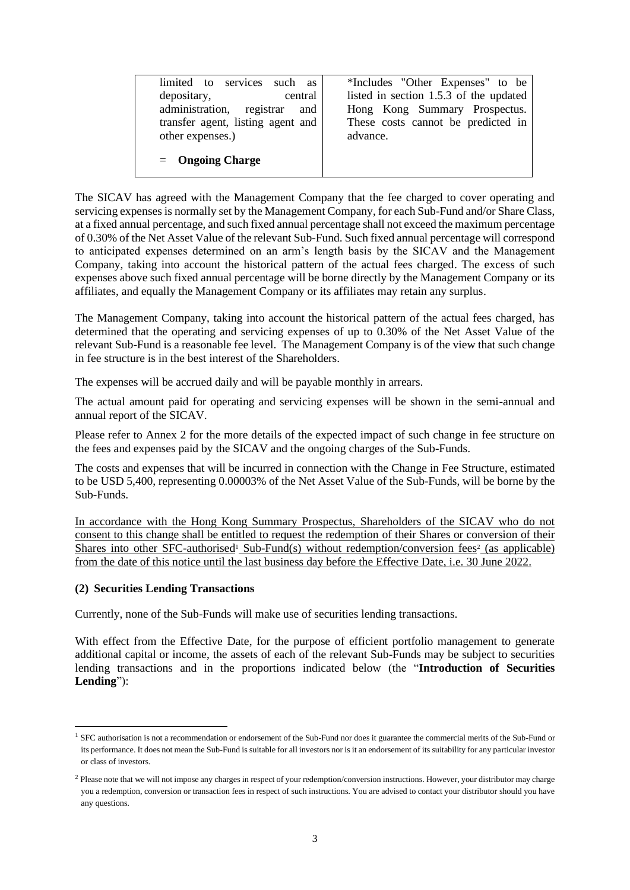| | |
|---|---|
| limited to services such as depositary, central administration, registrar and transfer agent, listing agent and other expenses.)<br><br>= **Ongoing Charge** | *Includes "Other Expenses" to be listed in section 1.5.3 of the updated Hong Kong Summary Prospectus. These costs cannot be predicted in advance. |

The SICAV has agreed with the Management Company that the fee charged to cover operating and servicing expenses is normally set by the Management Company, for each Sub-Fund and/or Share Class, at a fixed annual percentage, and such fixed annual percentage shall not exceed the maximum percentage of 0.30% of the Net Asset Value of the relevant Sub-Fund. Such fixed annual percentage will correspond to anticipated expenses determined on an arm's length basis by the SICAV and the Management Company, taking into account the historical pattern of the actual fees charged. The excess of such expenses above such fixed annual percentage will be borne directly by the Management Company or its affiliates, and equally the Management Company or its affiliates may retain any surplus.

The Management Company, taking into account the historical pattern of the actual fees charged, has determined that the operating and servicing expenses of up to 0.30% of the Net Asset Value of the relevant Sub-Fund is a reasonable fee level. The Management Company is of the view that such change in fee structure is in the best interest of the Shareholders.

The expenses will be accrued daily and will be payable monthly in arrears.

The actual amount paid for operating and servicing expenses will be shown in the semi-annual and annual report of the SICAV.

Please refer to Annex 2 for the more details of the expected impact of such change in fee structure on the fees and expenses paid by the SICAV and the ongoing charges of the Sub-Funds.

The costs and expenses that will be incurred in connection with the Change in Fee Structure, estimated to be USD 5,400, representing 0.00003% of the Net Asset Value of the Sub-Funds, will be borne by the Sub-Funds.

In accordance with the Hong Kong Summary Prospectus, Shareholders of the SICAV who do not consent to this change shall be entitled to request the redemption of their Shares or conversion of their Shares into other SFC-authorised[1] Sub-Fund(s) without redemption/conversion fees[2] (as applicable) from the date of this notice until the last business day before the Effective Date, i.e. 30 June 2022.

**(2) Securities Lending Transactions**

Currently, none of the Sub-Funds will make use of securities lending transactions.

With effect from the Effective Date, for the purpose of efficient portfolio management to generate additional capital or income, the assets of each of the relevant Sub-Funds may be subject to securities lending transactions and in the proportions indicated below (the "**Introduction of Securities Lending**"):

[1] SFC authorisation is not a recommendation or endorsement of the Sub-Fund nor does it guarantee the commercial merits of the Sub-Fund or its performance. It does not mean the Sub-Fund is suitable for all investors nor is it an endorsement of its suitability for any particular investor or class of investors.

[2] Please note that we will not impose any charges in respect of your redemption/conversion instructions. However, your distributor may charge you a redemption, conversion or transaction fees in respect of such instructions. You are advised to contact your distributor should you have any questions.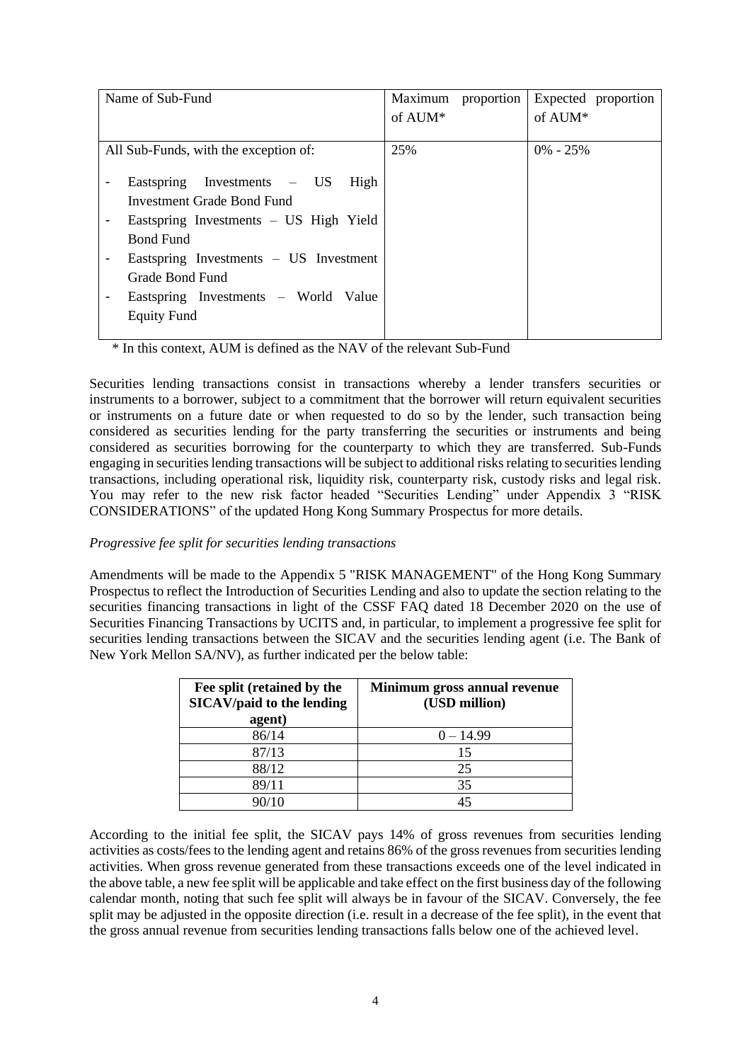| Name of Sub-Fund | Maximum proportion of AUM* | Expected proportion of AUM* |
|---|---|---|
| All Sub-Funds, with the exception of:<br>- Eastspring Investments – US High Investment Grade Bond Fund<br>- Eastspring Investments – US High Yield Bond Fund<br>- Eastspring Investments – US Investment Grade Bond Fund<br>- Eastspring Investments – World Value Equity Fund | 25% | 0% - 25% |

\* In this context, AUM is defined as the NAV of the relevant Sub-Fund

Securities lending transactions consist in transactions whereby a lender transfers securities or instruments to a borrower, subject to a commitment that the borrower will return equivalent securities or instruments on a future date or when requested to do so by the lender, such transaction being considered as securities lending for the party transferring the securities or instruments and being considered as securities borrowing for the counterparty to which they are transferred. Sub-Funds engaging in securities lending transactions will be subject to additional risks relating to securities lending transactions, including operational risk, liquidity risk, counterparty risk, custody risks and legal risk. You may refer to the new risk factor headed "Securities Lending" under Appendix 3 "RISK CONSIDERATIONS" of the updated Hong Kong Summary Prospectus for more details.

*Progressive fee split for securities lending transactions*

Amendments will be made to the Appendix 5 "RISK MANAGEMENT" of the Hong Kong Summary Prospectus to reflect the Introduction of Securities Lending and also to update the section relating to the securities financing transactions in light of the CSSF FAQ dated 18 December 2020 on the use of Securities Financing Transactions by UCITS and, in particular, to implement a progressive fee split for securities lending transactions between the SICAV and the securities lending agent (i.e. The Bank of New York Mellon SA/NV), as further indicated per the below table:

| Fee split (retained by the SICAV/paid to the lending agent) | Minimum gross annual revenue (USD million) |
|---|---|
| 86/14 | 0 – 14.99 |
| 87/13 | 15 |
| 88/12 | 25 |
| 89/11 | 35 |
| 90/10 | 45 |

According to the initial fee split, the SICAV pays 14% of gross revenues from securities lending activities as costs/fees to the lending agent and retains 86% of the gross revenues from securities lending activities. When gross revenue generated from these transactions exceeds one of the level indicated in the above table, a new fee split will be applicable and take effect on the first business day of the following calendar month, noting that such fee split will always be in favour of the SICAV. Conversely, the fee split may be adjusted in the opposite direction (i.e. result in a decrease of the fee split), in the event that the gross annual revenue from securities lending transactions falls below one of the achieved level.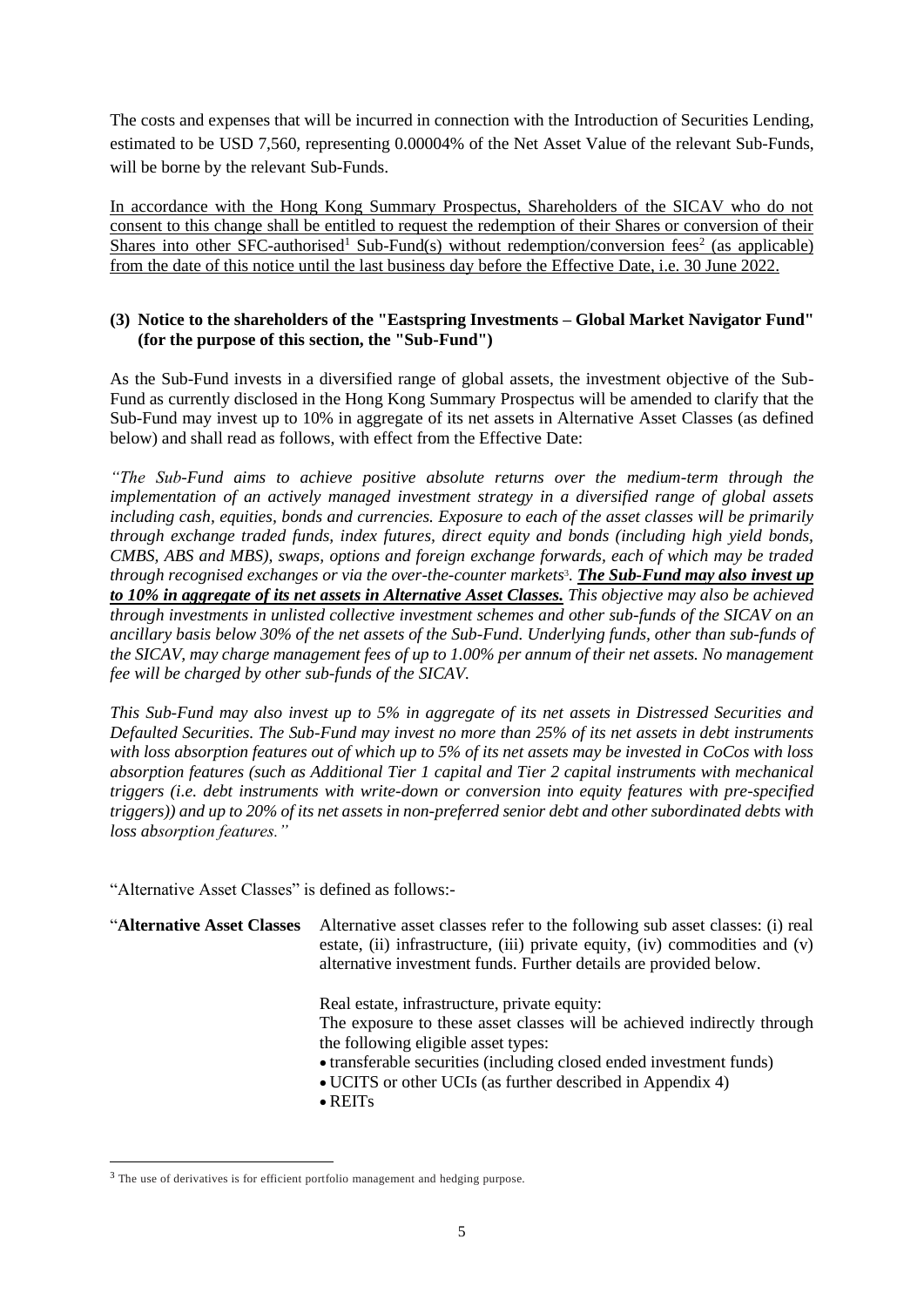The costs and expenses that will be incurred in connection with the Introduction of Securities Lending, estimated to be USD 7,560, representing 0.00004% of the Net Asset Value of the relevant Sub-Funds, will be borne by the relevant Sub-Funds.

<u>In accordance with the Hong Kong Summary Prospectus, Shareholders of the SICAV who do not consent to this change shall be entitled to request the redemption of their Shares or conversion of their Shares into other SFC-authorised[1] Sub-Fund(s) without redemption/conversion fees[2] (as applicable) from the date of this notice until the last business day before the Effective Date, i.e. 30 June 2022.</u>

**(3) Notice to the shareholders of the "Eastspring Investments – Global Market Navigator Fund" (for the purpose of this section, the "Sub-Fund")**

As the Sub-Fund invests in a diversified range of global assets, the investment objective of the Sub-Fund as currently disclosed in the Hong Kong Summary Prospectus will be amended to clarify that the Sub-Fund may invest up to 10% in aggregate of its net assets in Alternative Asset Classes (as defined below) and shall read as follows, with effect from the Effective Date:

*"The Sub-Fund aims to achieve positive absolute returns over the medium-term through the implementation of an actively managed investment strategy in a diversified range of global assets including cash, equities, bonds and currencies. Exposure to each of the asset classes will be primarily through exchange traded funds, index futures, direct equity and bonds (including high yield bonds, CMBS, ABS and MBS), swaps, options and foreign exchange forwards, each of which may be traded through recognised exchanges or via the over-the-counter markets[3]. **<u>The Sub-Fund may also invest up to 10% in aggregate of its net assets in Alternative Asset Classes.</u>** This objective may also be achieved through investments in unlisted collective investment schemes and other sub-funds of the SICAV on an ancillary basis below 30% of the net assets of the Sub-Fund. Underlying funds, other than sub-funds of the SICAV, may charge management fees of up to 1.00% per annum of their net assets. No management fee will be charged by other sub-funds of the SICAV.*

*This Sub-Fund may also invest up to 5% in aggregate of its net assets in Distressed Securities and Defaulted Securities. The Sub-Fund may invest no more than 25% of its net assets in debt instruments with loss absorption features out of which up to 5% of its net assets may be invested in CoCos with loss absorption features (such as Additional Tier 1 capital and Tier 2 capital instruments with mechanical triggers (i.e. debt instruments with write-down or conversion into equity features with pre-specified triggers)) and up to 20% of its net assets in non-preferred senior debt and other subordinated debts with loss absorption features."*

"Alternative Asset Classes" is defined as follows:-

"**Alternative Asset Classes** Alternative asset classes refer to the following sub asset classes: (i) real estate, (ii) infrastructure, (iii) private equity, (iv) commodities and (v) alternative investment funds. Further details are provided below.

Real estate, infrastructure, private equity:
The exposure to these asset classes will be achieved indirectly through the following eligible asset types:

- transferable securities (including closed ended investment funds)
- UCITS or other UCIs (as further described in Appendix 4)
- REITs

---

[3] The use of derivatives is for efficient portfolio management and hedging purpose.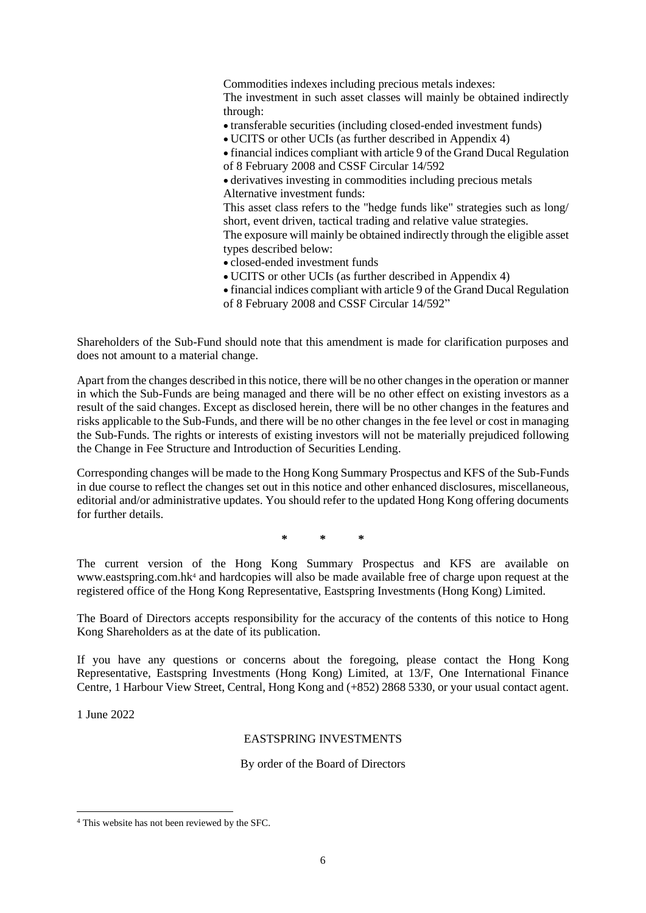Commodities indexes including precious metals indexes:

The investment in such asset classes will mainly be obtained indirectly through:

- transferable securities (including closed-ended investment funds)
- UCITS or other UCIs (as further described in Appendix 4)
- financial indices compliant with article 9 of the Grand Ducal Regulation of 8 February 2008 and CSSF Circular 14/592
- derivatives investing in commodities including precious metals

Alternative investment funds:

This asset class refers to the "hedge funds like" strategies such as long/ short, event driven, tactical trading and relative value strategies.

The exposure will mainly be obtained indirectly through the eligible asset types described below:

- closed-ended investment funds
- UCITS or other UCIs (as further described in Appendix 4)
- financial indices compliant with article 9 of the Grand Ducal Regulation of 8 February 2008 and CSSF Circular 14/592"

Shareholders of the Sub-Fund should note that this amendment is made for clarification purposes and does not amount to a material change.

Apart from the changes described in this notice, there will be no other changes in the operation or manner in which the Sub-Funds are being managed and there will be no other effect on existing investors as a result of the said changes. Except as disclosed herein, there will be no other changes in the features and risks applicable to the Sub-Funds, and there will be no other changes in the fee level or cost in managing the Sub-Funds. The rights or interests of existing investors will not be materially prejudiced following the Change in Fee Structure and Introduction of Securities Lending.

Corresponding changes will be made to the Hong Kong Summary Prospectus and KFS of the Sub-Funds in due course to reflect the changes set out in this notice and other enhanced disclosures, miscellaneous, editorial and/or administrative updates. You should refer to the updated Hong Kong offering documents for further details.

\* \* \*

The current version of the Hong Kong Summary Prospectus and KFS are available on www.eastspring.com.hk[4] and hardcopies will also be made available free of charge upon request at the registered office of the Hong Kong Representative, Eastspring Investments (Hong Kong) Limited.

The Board of Directors accepts responsibility for the accuracy of the contents of this notice to Hong Kong Shareholders as at the date of its publication.

If you have any questions or concerns about the foregoing, please contact the Hong Kong Representative, Eastspring Investments (Hong Kong) Limited, at 13/F, One International Finance Centre, 1 Harbour View Street, Central, Hong Kong and (+852) 2868 5330, or your usual contact agent.

1 June 2022

EASTSPRING INVESTMENTS

By order of the Board of Directors

[4] This website has not been reviewed by the SFC.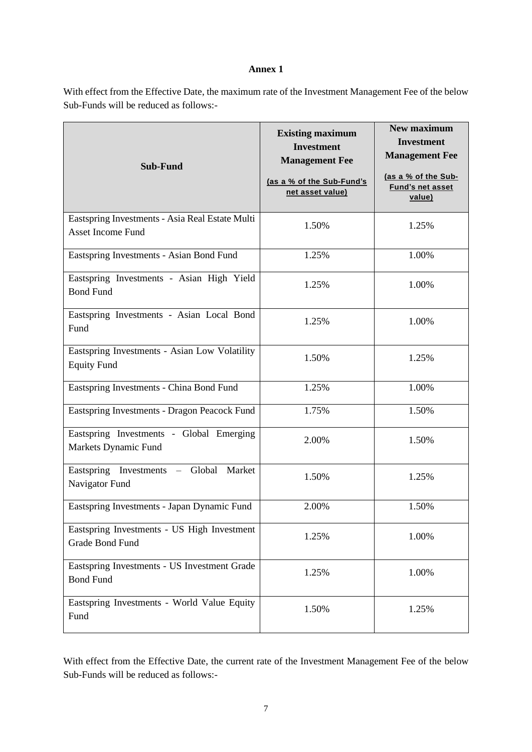**Annex 1**

With effect from the Effective Date, the maximum rate of the Investment Management Fee of the below Sub-Funds will be reduced as follows:-

| Sub-Fund | Existing maximum Investment Management Fee (as a % of the Sub-Fund's net asset value) | New maximum Investment Management Fee (as a % of the Sub-Fund's net asset value) |
|---|---|---|
| Eastspring Investments - Asia Real Estate Multi Asset Income Fund | 1.50% | 1.25% |
| Eastspring Investments - Asian Bond Fund | 1.25% | 1.00% |
| Eastspring Investments - Asian High Yield Bond Fund | 1.25% | 1.00% |
| Eastspring Investments - Asian Local Bond Fund | 1.25% | 1.00% |
| Eastspring Investments - Asian Low Volatility Equity Fund | 1.50% | 1.25% |
| Eastspring Investments - China Bond Fund | 1.25% | 1.00% |
| Eastspring Investments - Dragon Peacock Fund | 1.75% | 1.50% |
| Eastspring Investments - Global Emerging Markets Dynamic Fund | 2.00% | 1.50% |
| Eastspring Investments – Global Market Navigator Fund | 1.50% | 1.25% |
| Eastspring Investments - Japan Dynamic Fund | 2.00% | 1.50% |
| Eastspring Investments - US High Investment Grade Bond Fund | 1.25% | 1.00% |
| Eastspring Investments - US Investment Grade Bond Fund | 1.25% | 1.00% |
| Eastspring Investments - World Value Equity Fund | 1.50% | 1.25% |

With effect from the Effective Date, the current rate of the Investment Management Fee of the below Sub-Funds will be reduced as follows:-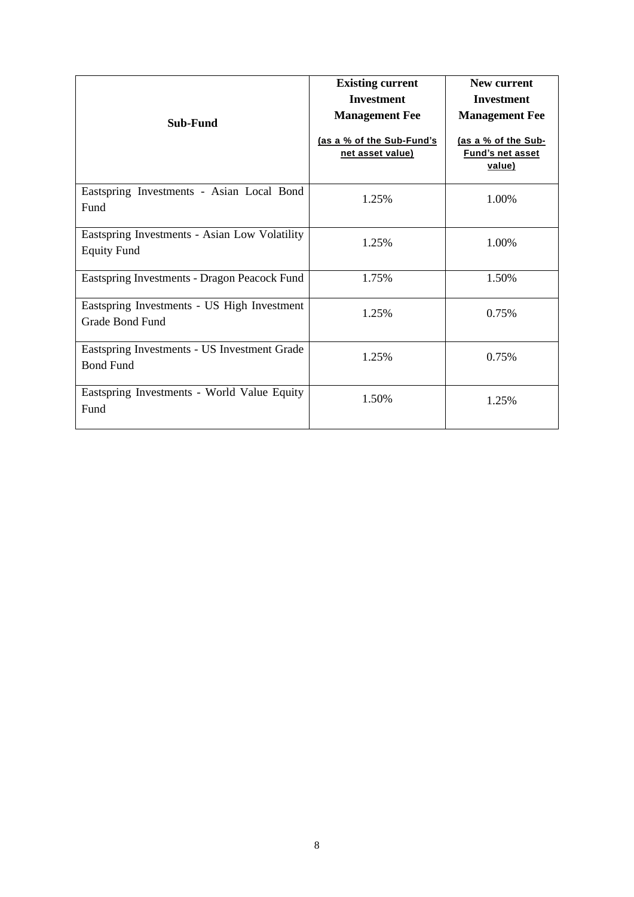| Sub-Fund | Existing current Investment Management Fee<br><br>(as a % of the Sub-Fund's net asset value) | New current Investment Management Fee<br><br>(as a % of the Sub-Fund's net asset value) |
|---|---|---|
| Eastspring Investments - Asian Local Bond Fund | 1.25% | 1.00% |
| Eastspring Investments - Asian Low Volatility Equity Fund | 1.25% | 1.00% |
| Eastspring Investments - Dragon Peacock Fund | 1.75% | 1.50% |
| Eastspring Investments - US High Investment Grade Bond Fund | 1.25% | 0.75% |
| Eastspring Investments - US Investment Grade Bond Fund | 1.25% | 0.75% |
| Eastspring Investments - World Value Equity Fund | 1.50% | 1.25% |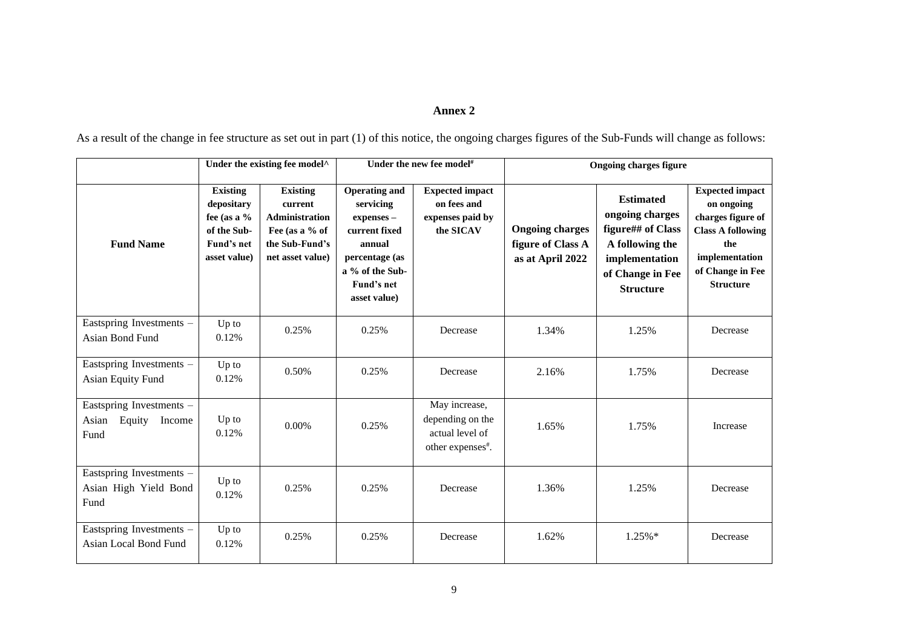## Annex 2

As a result of the change in fee structure as set out in part (1) of this notice, the ongoing charges figures of the Sub-Funds will change as follows:

| | Under the existing fee model^ | | Under the new fee model# | | Ongoing charges figure | | |
|---|---|---|---|---|---|---|---|
| **Fund Name** | **Existing depositary fee (as a % of the Sub-Fund's net asset value)** | **Existing current Administration Fee (as a % of the Sub-Fund's net asset value)** | **Operating and servicing expenses – current fixed annual percentage (as a % of the Sub-Fund's net asset value)** | **Expected impact on fees and expenses paid by the SICAV** | **Ongoing charges figure of Class A as at April 2022** | **Estimated ongoing charges figure## of Class A following the implementation of Change in Fee Structure** | **Expected impact on ongoing charges figure of Class A following the implementation of Change in Fee Structure** |
| Eastspring Investments – Asian Bond Fund | Up to 0.12% | 0.25% | 0.25% | Decrease | 1.34% | 1.25% | Decrease |
| Eastspring Investments – Asian Equity Fund | Up to 0.12% | 0.50% | 0.25% | Decrease | 2.16% | 1.75% | Decrease |
| Eastspring Investments – Asian Equity Income Fund | Up to 0.12% | 0.00% | 0.25% | May increase, depending on the actual level of other expenses#. | 1.65% | 1.75% | Increase |
| Eastspring Investments – Asian High Yield Bond Fund | Up to 0.12% | 0.25% | 0.25% | Decrease | 1.36% | 1.25% | Decrease |
| Eastspring Investments – Asian Local Bond Fund | Up to 0.12% | 0.25% | 0.25% | Decrease | 1.62% | 1.25%* | Decrease |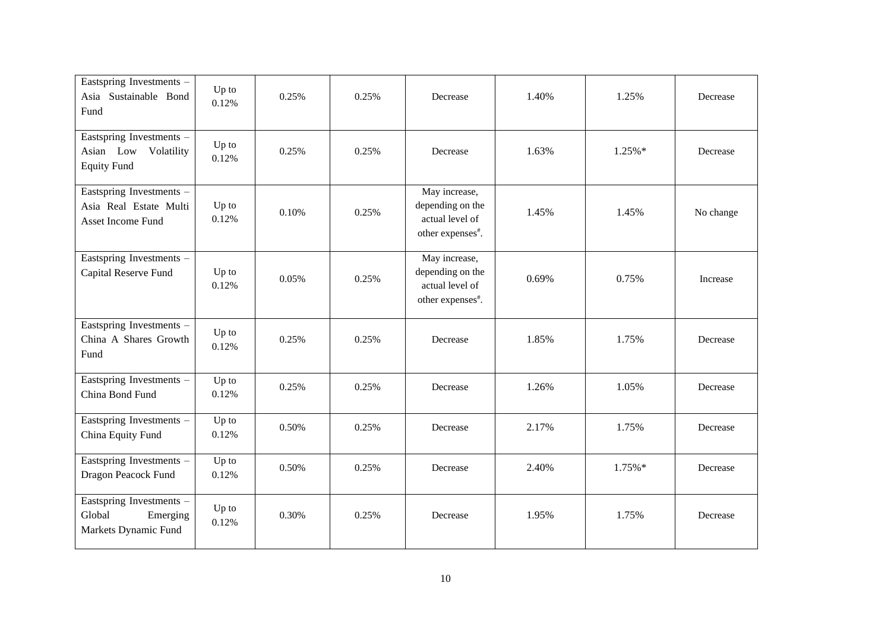| | | | | | | | |
|---|---|---|---|---|---|---|---|
| Eastspring Investments – Asia Sustainable Bond Fund | Up to 0.12% | 0.25% | 0.25% | Decrease | 1.40% | 1.25% | Decrease |
| Eastspring Investments – Asian Low Volatility Equity Fund | Up to 0.12% | 0.25% | 0.25% | Decrease | 1.63% | 1.25%* | Decrease |
| Eastspring Investments – Asia Real Estate Multi Asset Income Fund | Up to 0.12% | 0.10% | 0.25% | May increase, depending on the actual level of other expenses#. | 1.45% | 1.45% | No change |
| Eastspring Investments – Capital Reserve Fund | Up to 0.12% | 0.05% | 0.25% | May increase, depending on the actual level of other expenses#. | 0.69% | 0.75% | Increase |
| Eastspring Investments – China A Shares Growth Fund | Up to 0.12% | 0.25% | 0.25% | Decrease | 1.85% | 1.75% | Decrease |
| Eastspring Investments – China Bond Fund | Up to 0.12% | 0.25% | 0.25% | Decrease | 1.26% | 1.05% | Decrease |
| Eastspring Investments – China Equity Fund | Up to 0.12% | 0.50% | 0.25% | Decrease | 2.17% | 1.75% | Decrease |
| Eastspring Investments – Dragon Peacock Fund | Up to 0.12% | 0.50% | 0.25% | Decrease | 2.40% | 1.75%* | Decrease |
| Eastspring Investments – Global Emerging Markets Dynamic Fund | Up to 0.12% | 0.30% | 0.25% | Decrease | 1.95% | 1.75% | Decrease |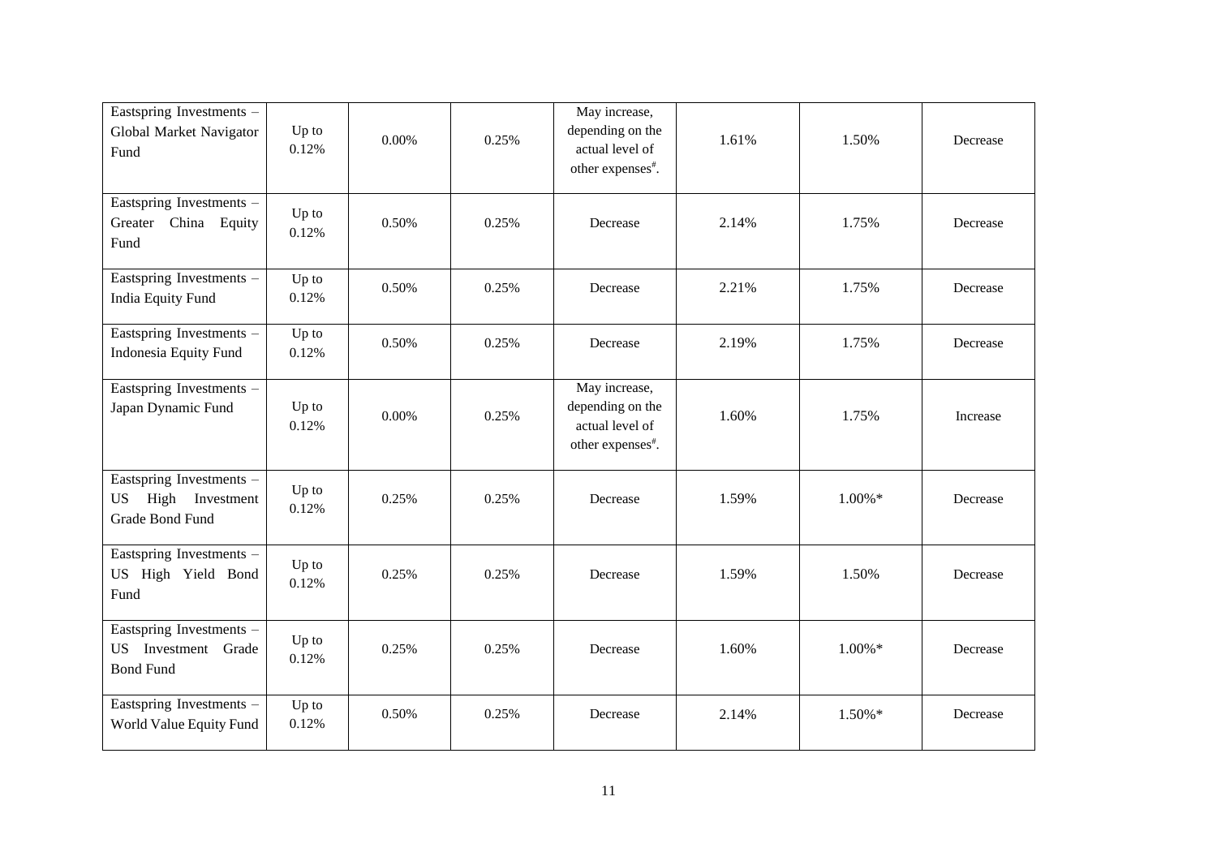| | | | | | | | |
|---|---|---|---|---|---|---|---|
| Eastspring Investments – Global Market Navigator Fund | Up to 0.12% | 0.00% | 0.25% | May increase, depending on the actual level of other expenses#. | 1.61% | 1.50% | Decrease |
| Eastspring Investments – Greater China Equity Fund | Up to 0.12% | 0.50% | 0.25% | Decrease | 2.14% | 1.75% | Decrease |
| Eastspring Investments – India Equity Fund | Up to 0.12% | 0.50% | 0.25% | Decrease | 2.21% | 1.75% | Decrease |
| Eastspring Investments – Indonesia Equity Fund | Up to 0.12% | 0.50% | 0.25% | Decrease | 2.19% | 1.75% | Decrease |
| Eastspring Investments – Japan Dynamic Fund | Up to 0.12% | 0.00% | 0.25% | May increase, depending on the actual level of other expenses#. | 1.60% | 1.75% | Increase |
| Eastspring Investments – US High Investment Grade Bond Fund | Up to 0.12% | 0.25% | 0.25% | Decrease | 1.59% | 1.00%* | Decrease |
| Eastspring Investments – US High Yield Bond Fund | Up to 0.12% | 0.25% | 0.25% | Decrease | 1.59% | 1.50% | Decrease |
| Eastspring Investments – US Investment Grade Bond Fund | Up to 0.12% | 0.25% | 0.25% | Decrease | 1.60% | 1.00%* | Decrease |
| Eastspring Investments – World Value Equity Fund | Up to 0.12% | 0.50% | 0.25% | Decrease | 2.14% | 1.50%* | Decrease |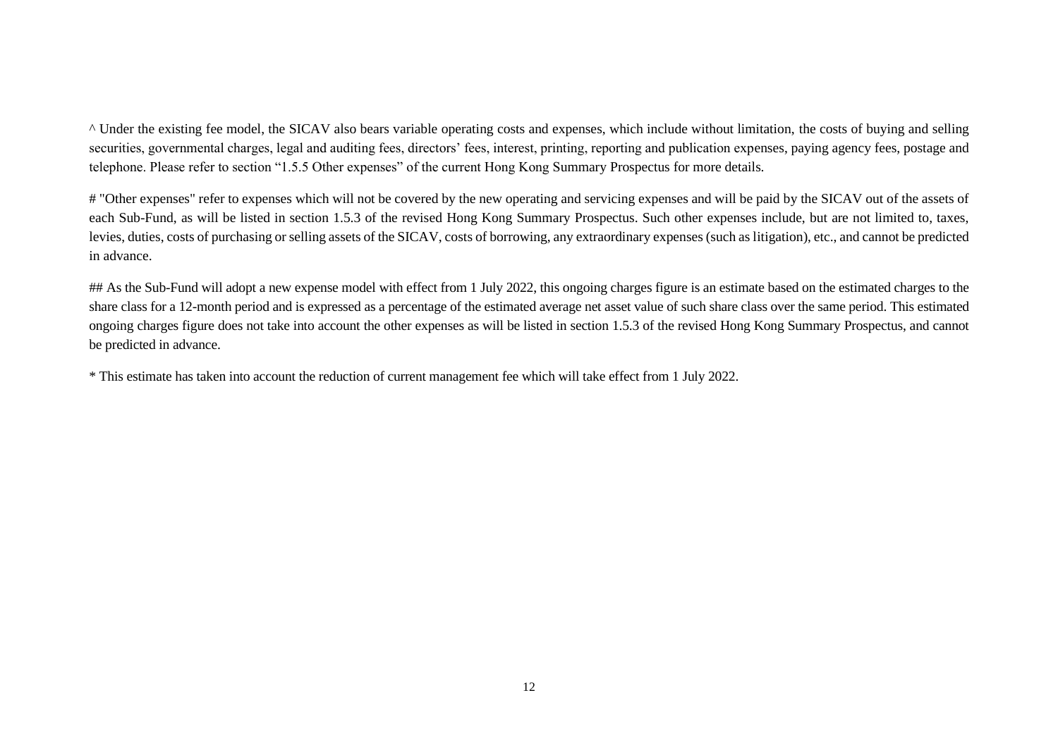^ Under the existing fee model, the SICAV also bears variable operating costs and expenses, which include without limitation, the costs of buying and selling securities, governmental charges, legal and auditing fees, directors' fees, interest, printing, reporting and publication expenses, paying agency fees, postage and telephone. Please refer to section "1.5.5 Other expenses" of the current Hong Kong Summary Prospectus for more details.

# "Other expenses" refer to expenses which will not be covered by the new operating and servicing expenses and will be paid by the SICAV out of the assets of each Sub-Fund, as will be listed in section 1.5.3 of the revised Hong Kong Summary Prospectus. Such other expenses include, but are not limited to, taxes, levies, duties, costs of purchasing or selling assets of the SICAV, costs of borrowing, any extraordinary expenses (such as litigation), etc., and cannot be predicted in advance.

## As the Sub-Fund will adopt a new expense model with effect from 1 July 2022, this ongoing charges figure is an estimate based on the estimated charges to the share class for a 12-month period and is expressed as a percentage of the estimated average net asset value of such share class over the same period. This estimated ongoing charges figure does not take into account the other expenses as will be listed in section 1.5.3 of the revised Hong Kong Summary Prospectus, and cannot be predicted in advance.

* This estimate has taken into account the reduction of current management fee which will take effect from 1 July 2022.